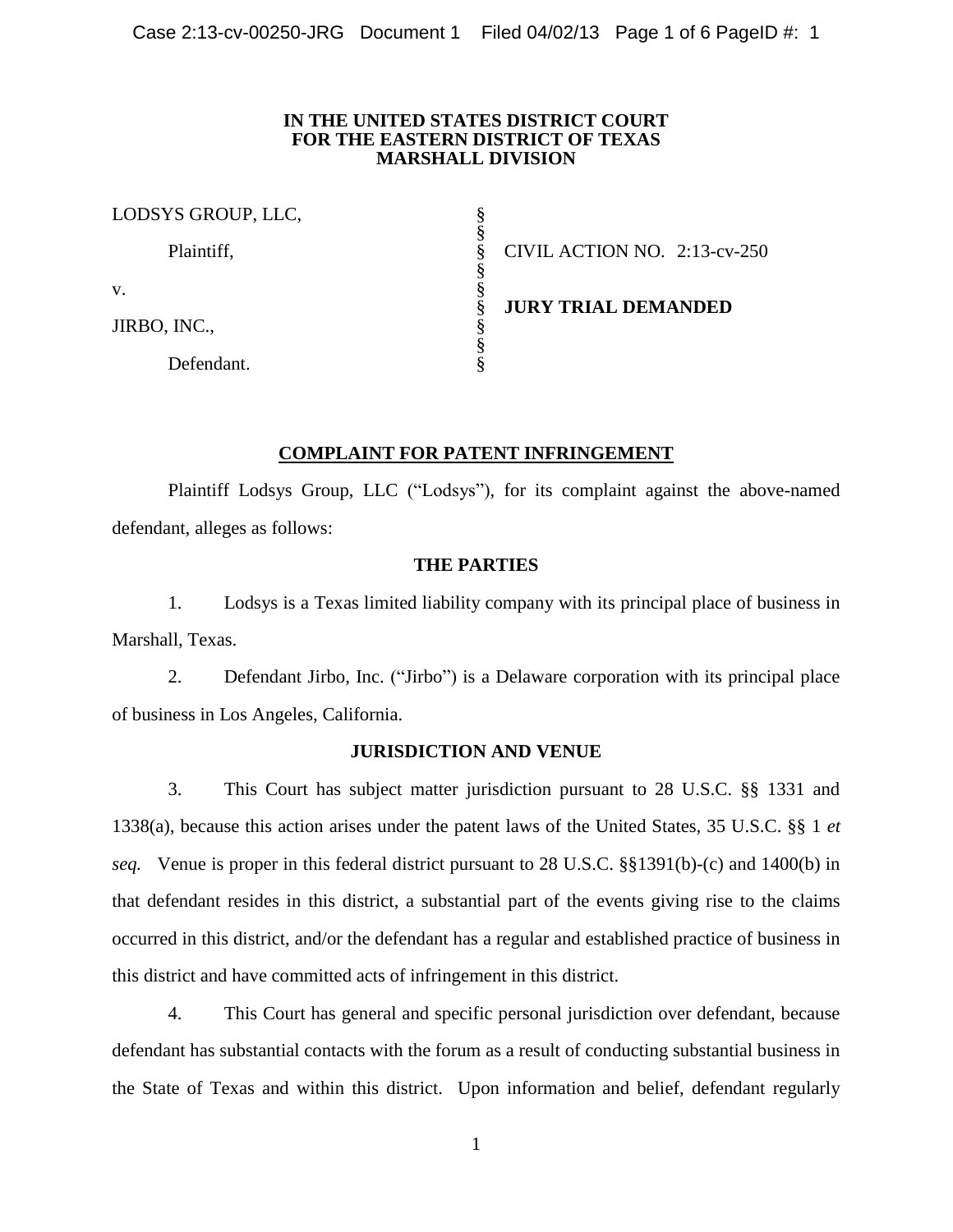**IN THE UNITED STATES DISTRICT COURT**
**FOR THE EASTERN DISTRICT OF TEXAS**
**MARSHALL DIVISION**

| | | |
|---|---|---|
| LODSYS GROUP, LLC, | § | |
| Plaintiff, | § | CIVIL ACTION NO. 2:13-cv-250 |
| v. | § | |
| | § | **JURY TRIAL DEMANDED** |
| JIRBO, INC., | § | |
| Defendant. | § | |

## **COMPLAINT FOR PATENT INFRINGEMENT**

Plaintiff Lodsys Group, LLC ("Lodsys"), for its complaint against the above-named defendant, alleges as follows:

### **THE PARTIES**

1. Lodsys is a Texas limited liability company with its principal place of business in Marshall, Texas.

2. Defendant Jirbo, Inc. ("Jirbo") is a Delaware corporation with its principal place of business in Los Angeles, California.

### **JURISDICTION AND VENUE**

3. This Court has subject matter jurisdiction pursuant to 28 U.S.C. §§ 1331 and 1338(a), because this action arises under the patent laws of the United States, 35 U.S.C. §§ 1 *et seq.* Venue is proper in this federal district pursuant to 28 U.S.C. §§1391(b)-(c) and 1400(b) in that defendant resides in this district, a substantial part of the events giving rise to the claims occurred in this district, and/or the defendant has a regular and established practice of business in this district and have committed acts of infringement in this district.

4. This Court has general and specific personal jurisdiction over defendant, because defendant has substantial contacts with the forum as a result of conducting substantial business in the State of Texas and within this district. Upon information and belief, defendant regularly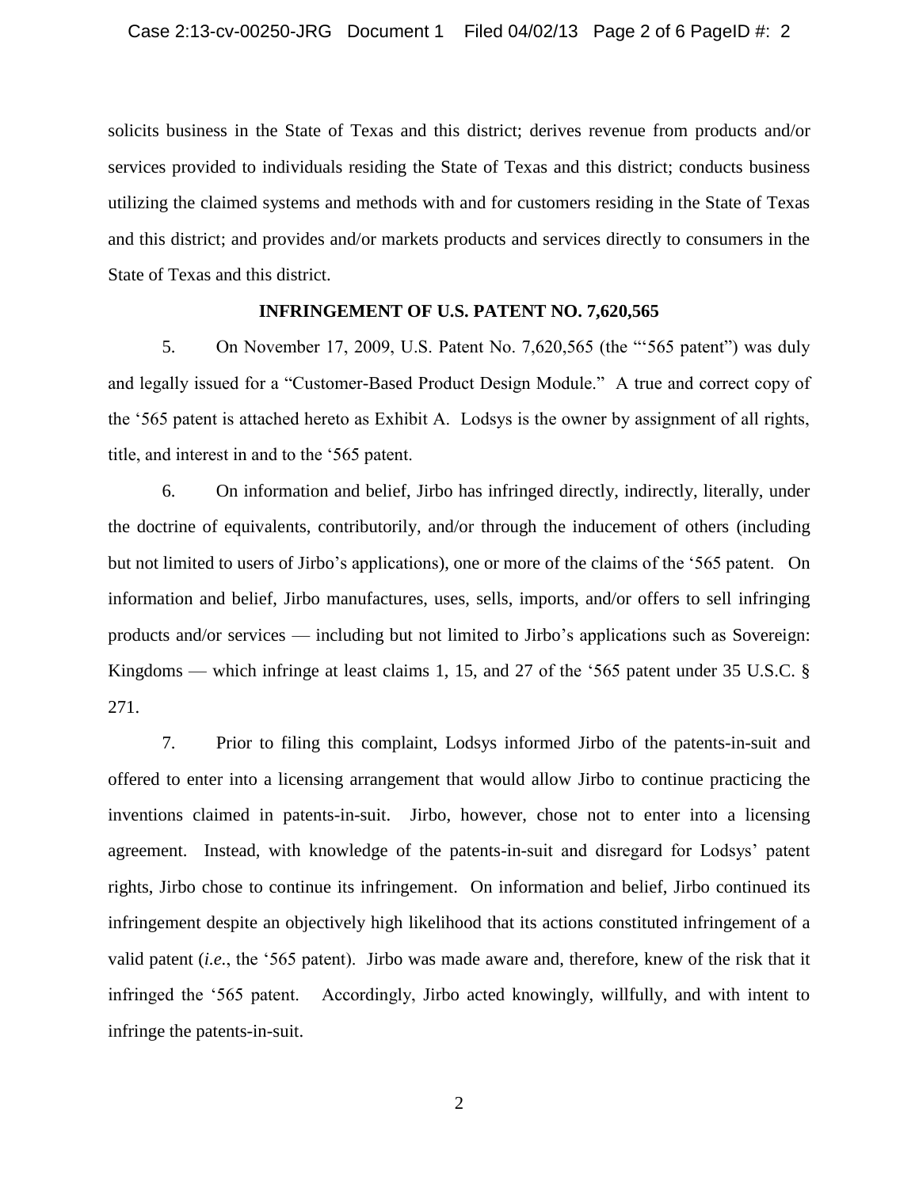solicits business in the State of Texas and this district; derives revenue from products and/or services provided to individuals residing the State of Texas and this district; conducts business utilizing the claimed systems and methods with and for customers residing in the State of Texas and this district; and provides and/or markets products and services directly to consumers in the State of Texas and this district.

**INFRINGEMENT OF U.S. PATENT NO. 7,620,565**

5. On November 17, 2009, U.S. Patent No. 7,620,565 (the "'565 patent") was duly and legally issued for a "Customer-Based Product Design Module." A true and correct copy of the '565 patent is attached hereto as Exhibit A. Lodsys is the owner by assignment of all rights, title, and interest in and to the '565 patent.

6. On information and belief, Jirbo has infringed directly, indirectly, literally, under the doctrine of equivalents, contributorily, and/or through the inducement of others (including but not limited to users of Jirbo's applications), one or more of the claims of the '565 patent. On information and belief, Jirbo manufactures, uses, sells, imports, and/or offers to sell infringing products and/or services — including but not limited to Jirbo's applications such as Sovereign: Kingdoms — which infringe at least claims 1, 15, and 27 of the '565 patent under 35 U.S.C. § 271.

7. Prior to filing this complaint, Lodsys informed Jirbo of the patents-in-suit and offered to enter into a licensing arrangement that would allow Jirbo to continue practicing the inventions claimed in patents-in-suit. Jirbo, however, chose not to enter into a licensing agreement. Instead, with knowledge of the patents-in-suit and disregard for Lodsys' patent rights, Jirbo chose to continue its infringement. On information and belief, Jirbo continued its infringement despite an objectively high likelihood that its actions constituted infringement of a valid patent (*i.e.*, the '565 patent). Jirbo was made aware and, therefore, knew of the risk that it infringed the '565 patent. Accordingly, Jirbo acted knowingly, willfully, and with intent to infringe the patents-in-suit.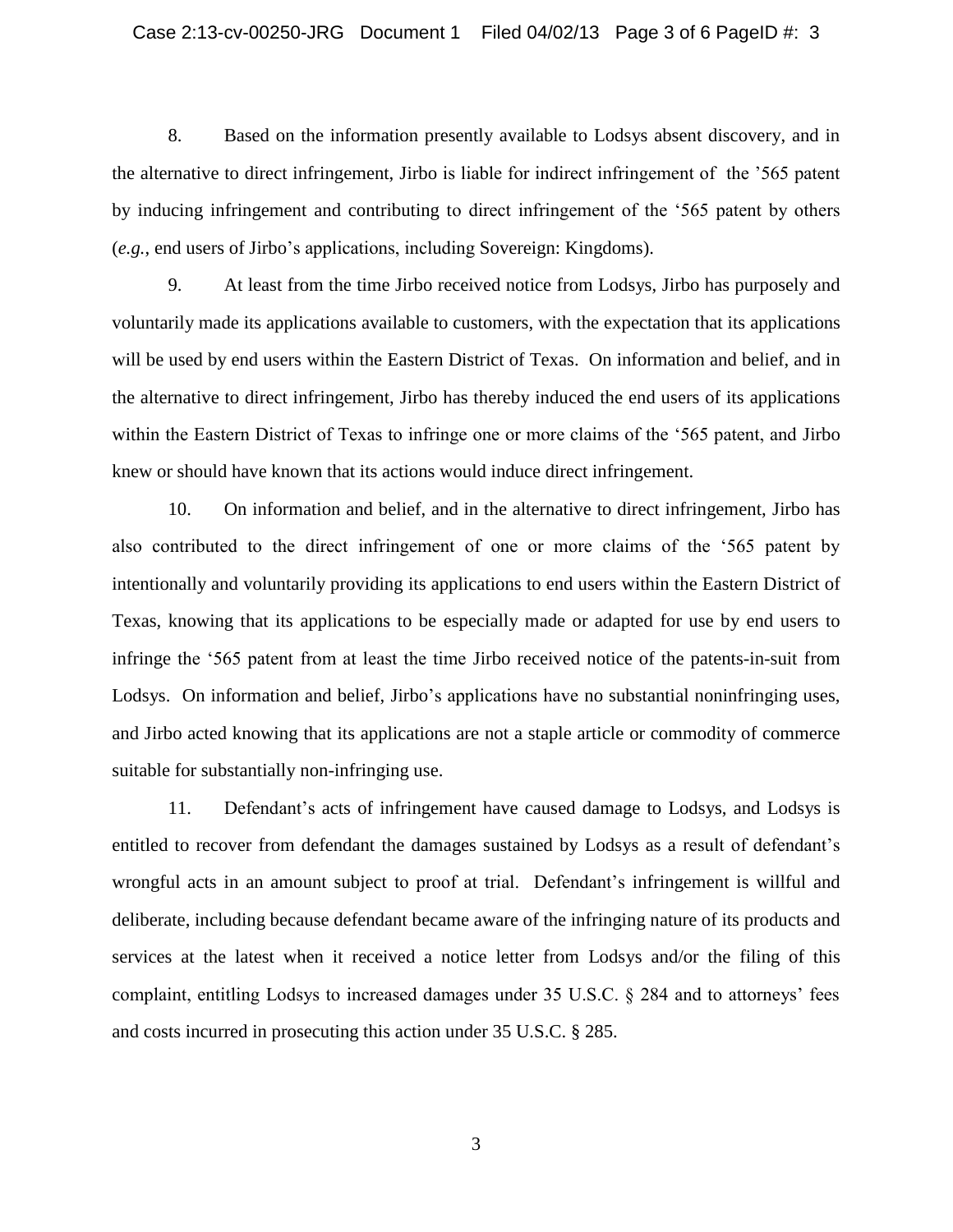8. Based on the information presently available to Lodsys absent discovery, and in the alternative to direct infringement, Jirbo is liable for indirect infringement of the '565 patent by inducing infringement and contributing to direct infringement of the '565 patent by others (*e.g.*, end users of Jirbo's applications, including Sovereign: Kingdoms).

9. At least from the time Jirbo received notice from Lodsys, Jirbo has purposely and voluntarily made its applications available to customers, with the expectation that its applications will be used by end users within the Eastern District of Texas. On information and belief, and in the alternative to direct infringement, Jirbo has thereby induced the end users of its applications within the Eastern District of Texas to infringe one or more claims of the '565 patent, and Jirbo knew or should have known that its actions would induce direct infringement.

10. On information and belief, and in the alternative to direct infringement, Jirbo has also contributed to the direct infringement of one or more claims of the '565 patent by intentionally and voluntarily providing its applications to end users within the Eastern District of Texas, knowing that its applications to be especially made or adapted for use by end users to infringe the '565 patent from at least the time Jirbo received notice of the patents-in-suit from Lodsys. On information and belief, Jirbo's applications have no substantial noninfringing uses, and Jirbo acted knowing that its applications are not a staple article or commodity of commerce suitable for substantially non-infringing use.

11. Defendant's acts of infringement have caused damage to Lodsys, and Lodsys is entitled to recover from defendant the damages sustained by Lodsys as a result of defendant's wrongful acts in an amount subject to proof at trial. Defendant's infringement is willful and deliberate, including because defendant became aware of the infringing nature of its products and services at the latest when it received a notice letter from Lodsys and/or the filing of this complaint, entitling Lodsys to increased damages under 35 U.S.C. § 284 and to attorneys' fees and costs incurred in prosecuting this action under 35 U.S.C. § 285.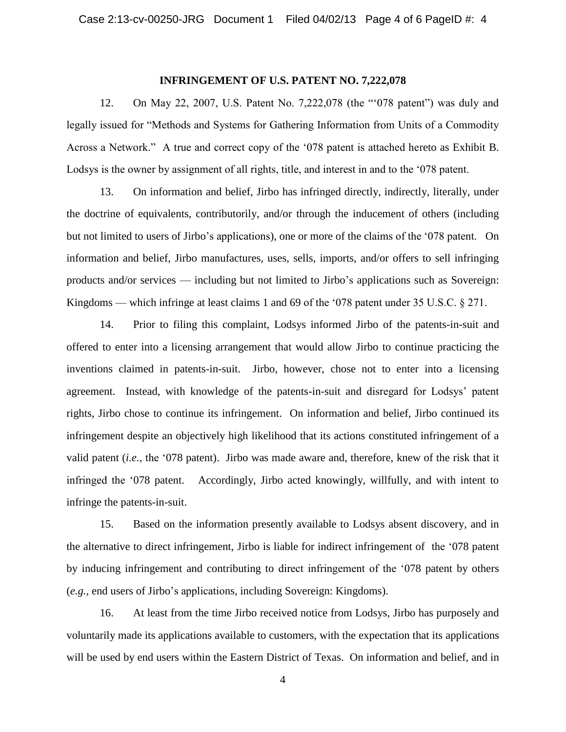**INFRINGEMENT OF U.S. PATENT NO. 7,222,078**

12. On May 22, 2007, U.S. Patent No. 7,222,078 (the "'078 patent") was duly and legally issued for "Methods and Systems for Gathering Information from Units of a Commodity Across a Network." A true and correct copy of the '078 patent is attached hereto as Exhibit B. Lodsys is the owner by assignment of all rights, title, and interest in and to the '078 patent.

13. On information and belief, Jirbo has infringed directly, indirectly, literally, under the doctrine of equivalents, contributorily, and/or through the inducement of others (including but not limited to users of Jirbo's applications), one or more of the claims of the '078 patent. On information and belief, Jirbo manufactures, uses, sells, imports, and/or offers to sell infringing products and/or services — including but not limited to Jirbo's applications such as Sovereign: Kingdoms — which infringe at least claims 1 and 69 of the '078 patent under 35 U.S.C. § 271.

14. Prior to filing this complaint, Lodsys informed Jirbo of the patents-in-suit and offered to enter into a licensing arrangement that would allow Jirbo to continue practicing the inventions claimed in patents-in-suit. Jirbo, however, chose not to enter into a licensing agreement. Instead, with knowledge of the patents-in-suit and disregard for Lodsys' patent rights, Jirbo chose to continue its infringement. On information and belief, Jirbo continued its infringement despite an objectively high likelihood that its actions constituted infringement of a valid patent (*i.e.*, the '078 patent). Jirbo was made aware and, therefore, knew of the risk that it infringed the '078 patent. Accordingly, Jirbo acted knowingly, willfully, and with intent to infringe the patents-in-suit.

15. Based on the information presently available to Lodsys absent discovery, and in the alternative to direct infringement, Jirbo is liable for indirect infringement of the '078 patent by inducing infringement and contributing to direct infringement of the '078 patent by others (*e.g.*, end users of Jirbo's applications, including Sovereign: Kingdoms).

16. At least from the time Jirbo received notice from Lodsys, Jirbo has purposely and voluntarily made its applications available to customers, with the expectation that its applications will be used by end users within the Eastern District of Texas. On information and belief, and in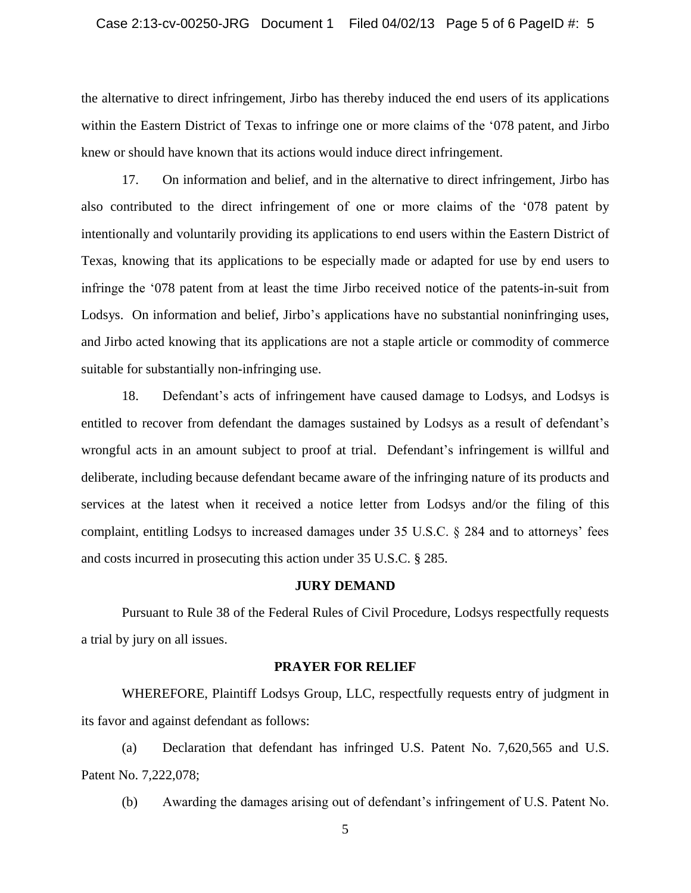the alternative to direct infringement, Jirbo has thereby induced the end users of its applications within the Eastern District of Texas to infringe one or more claims of the '078 patent, and Jirbo knew or should have known that its actions would induce direct infringement.

17. On information and belief, and in the alternative to direct infringement, Jirbo has also contributed to the direct infringement of one or more claims of the '078 patent by intentionally and voluntarily providing its applications to end users within the Eastern District of Texas, knowing that its applications to be especially made or adapted for use by end users to infringe the '078 patent from at least the time Jirbo received notice of the patents-in-suit from Lodsys. On information and belief, Jirbo's applications have no substantial noninfringing uses, and Jirbo acted knowing that its applications are not a staple article or commodity of commerce suitable for substantially non-infringing use.

18. Defendant's acts of infringement have caused damage to Lodsys, and Lodsys is entitled to recover from defendant the damages sustained by Lodsys as a result of defendant's wrongful acts in an amount subject to proof at trial. Defendant's infringement is willful and deliberate, including because defendant became aware of the infringing nature of its products and services at the latest when it received a notice letter from Lodsys and/or the filing of this complaint, entitling Lodsys to increased damages under 35 U.S.C. § 284 and to attorneys' fees and costs incurred in prosecuting this action under 35 U.S.C. § 285.

## JURY DEMAND

Pursuant to Rule 38 of the Federal Rules of Civil Procedure, Lodsys respectfully requests a trial by jury on all issues.

## PRAYER FOR RELIEF

WHEREFORE, Plaintiff Lodsys Group, LLC, respectfully requests entry of judgment in its favor and against defendant as follows:

(a) Declaration that defendant has infringed U.S. Patent No. 7,620,565 and U.S. Patent No. 7,222,078;

(b) Awarding the damages arising out of defendant's infringement of U.S. Patent No.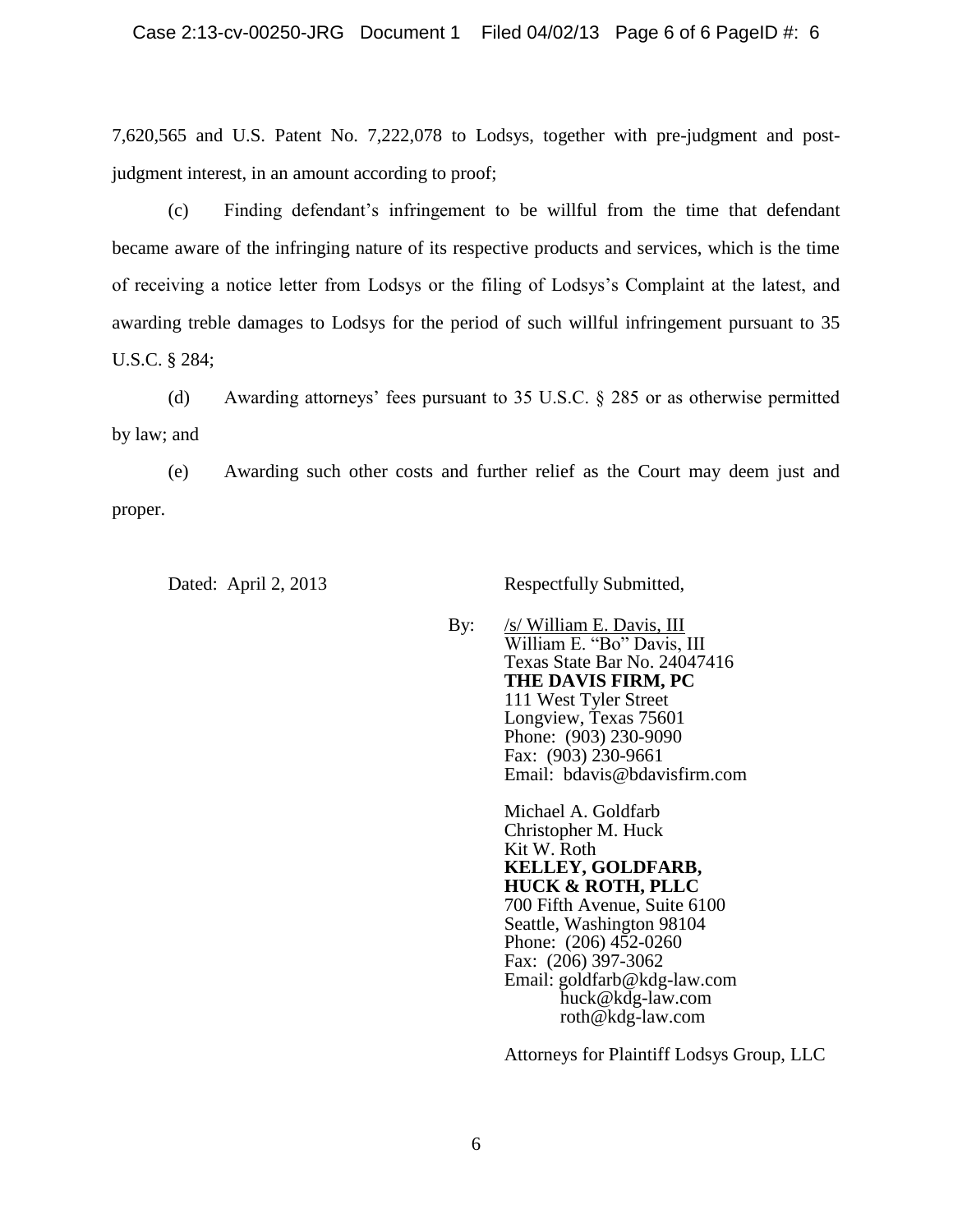7,620,565 and U.S. Patent No. 7,222,078 to Lodsys, together with pre-judgment and post-judgment interest, in an amount according to proof;

(c) Finding defendant's infringement to be willful from the time that defendant became aware of the infringing nature of its respective products and services, which is the time of receiving a notice letter from Lodsys or the filing of Lodsys's Complaint at the latest, and awarding treble damages to Lodsys for the period of such willful infringement pursuant to 35 U.S.C. § 284;

(d) Awarding attorneys' fees pursuant to 35 U.S.C. § 285 or as otherwise permitted by law; and

(e) Awarding such other costs and further relief as the Court may deem just and proper.

Dated: April 2, 2013

Respectfully Submitted,

By: /s/ William E. Davis, III
William E. "Bo" Davis, III
Texas State Bar No. 24047416
**THE DAVIS FIRM, PC**
111 West Tyler Street
Longview, Texas 75601
Phone: (903) 230-9090
Fax: (903) 230-9661
Email: bdavis@bdavisfirm.com

Michael A. Goldfarb
Christopher M. Huck
Kit W. Roth
**KELLEY, GOLDFARB, HUCK & ROTH, PLLC**
700 Fifth Avenue, Suite 6100
Seattle, Washington 98104
Phone: (206) 452-0260
Fax: (206) 397-3062
Email: goldfarb@kdg-law.com
huck@kdg-law.com
roth@kdg-law.com

Attorneys for Plaintiff Lodsys Group, LLC